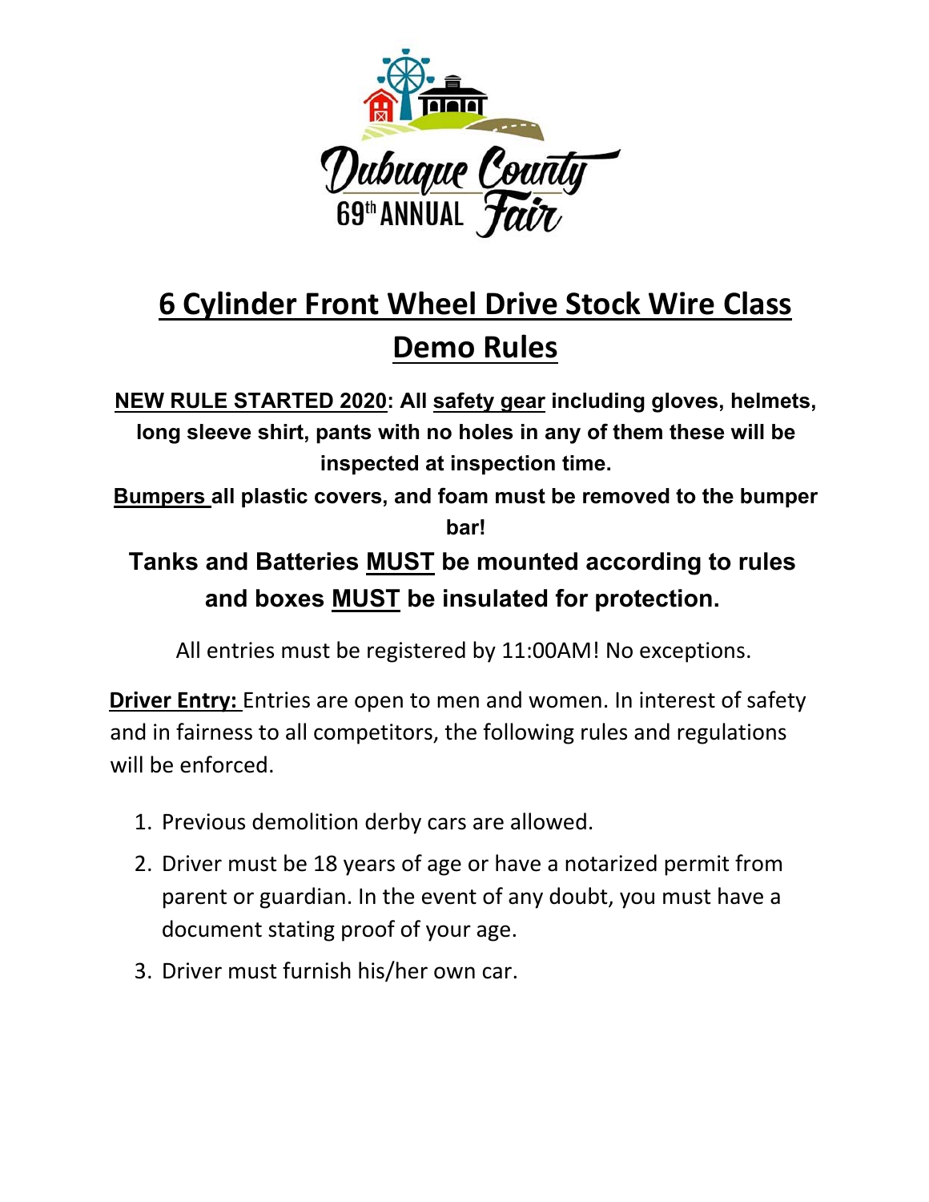Dubuque County 69th ANNUAL Fair

# 6 Cylinder Front Wheel Drive Stock Wire Class Demo Rules

**NEW RULE STARTED 2020: All safety gear including gloves, helmets, long sleeve shirt, pants with no holes in any of them these will be inspected at inspection time.**

**Bumpers all plastic covers, and foam must be removed to the bumper bar!**

**Tanks and Batteries MUST be mounted according to rules and boxes MUST be insulated for protection.**

All entries must be registered by 11:00AM! No exceptions.

**Driver Entry:** Entries are open to men and women. In interest of safety and in fairness to all competitors, the following rules and regulations will be enforced.

1. Previous demolition derby cars are allowed.
2. Driver must be 18 years of age or have a notarized permit from parent or guardian. In the event of any doubt, you must have a document stating proof of your age.
3. Driver must furnish his/her own car.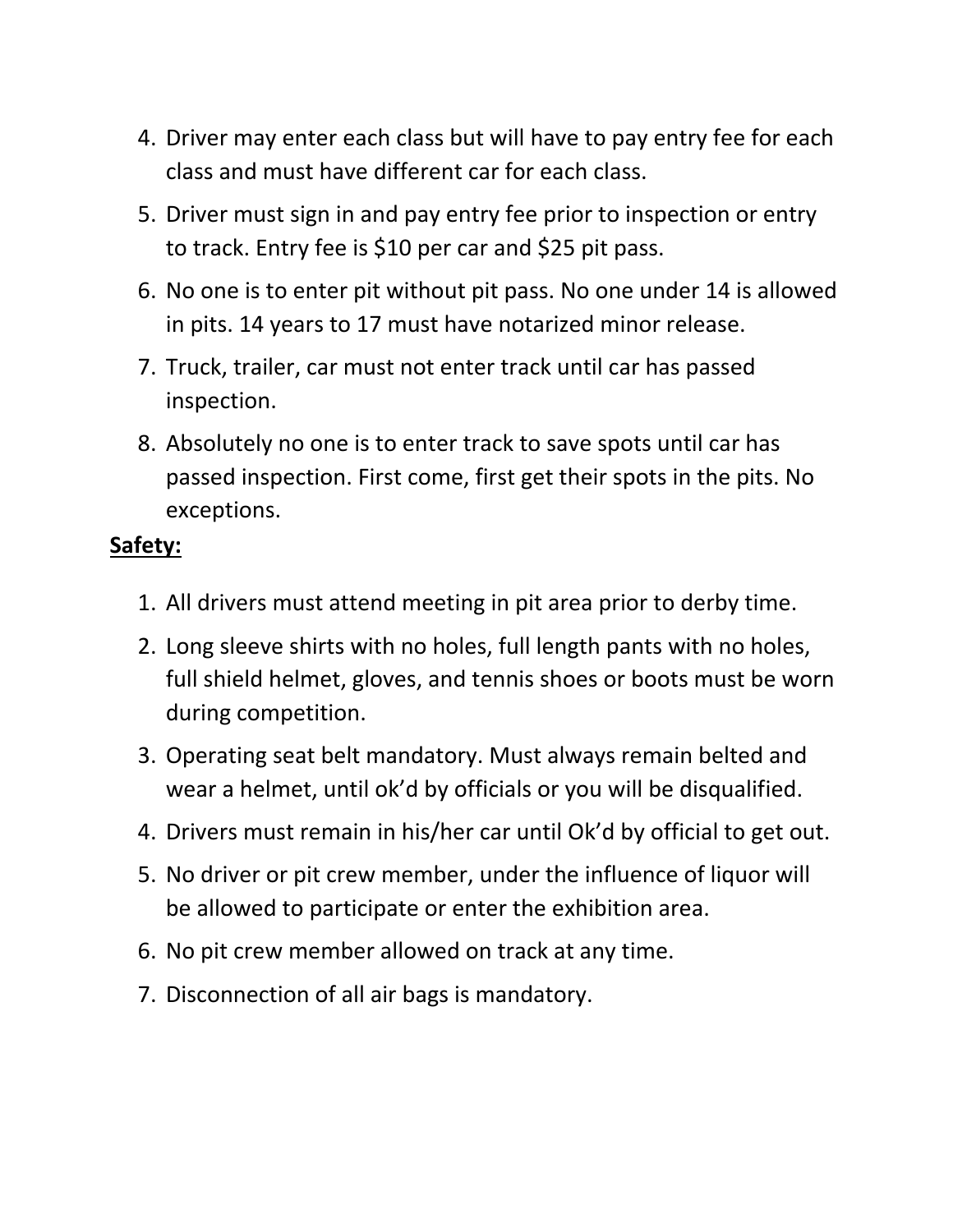4. Driver may enter each class but will have to pay entry fee for each class and must have different car for each class.
5. Driver must sign in and pay entry fee prior to inspection or entry to track. Entry fee is $10 per car and $25 pit pass.
6. No one is to enter pit without pit pass. No one under 14 is allowed in pits. 14 years to 17 must have notarized minor release.
7. Truck, trailer, car must not enter track until car has passed inspection.
8. Absolutely no one is to enter track to save spots until car has passed inspection. First come, first get their spots in the pits. No exceptions.

**Safety:**

1. All drivers must attend meeting in pit area prior to derby time.
2. Long sleeve shirts with no holes, full length pants with no holes, full shield helmet, gloves, and tennis shoes or boots must be worn during competition.
3. Operating seat belt mandatory. Must always remain belted and wear a helmet, until ok'd by officials or you will be disqualified.
4. Drivers must remain in his/her car until Ok'd by official to get out.
5. No driver or pit crew member, under the influence of liquor will be allowed to participate or enter the exhibition area.
6. No pit crew member allowed on track at any time.
7. Disconnection of all air bags is mandatory.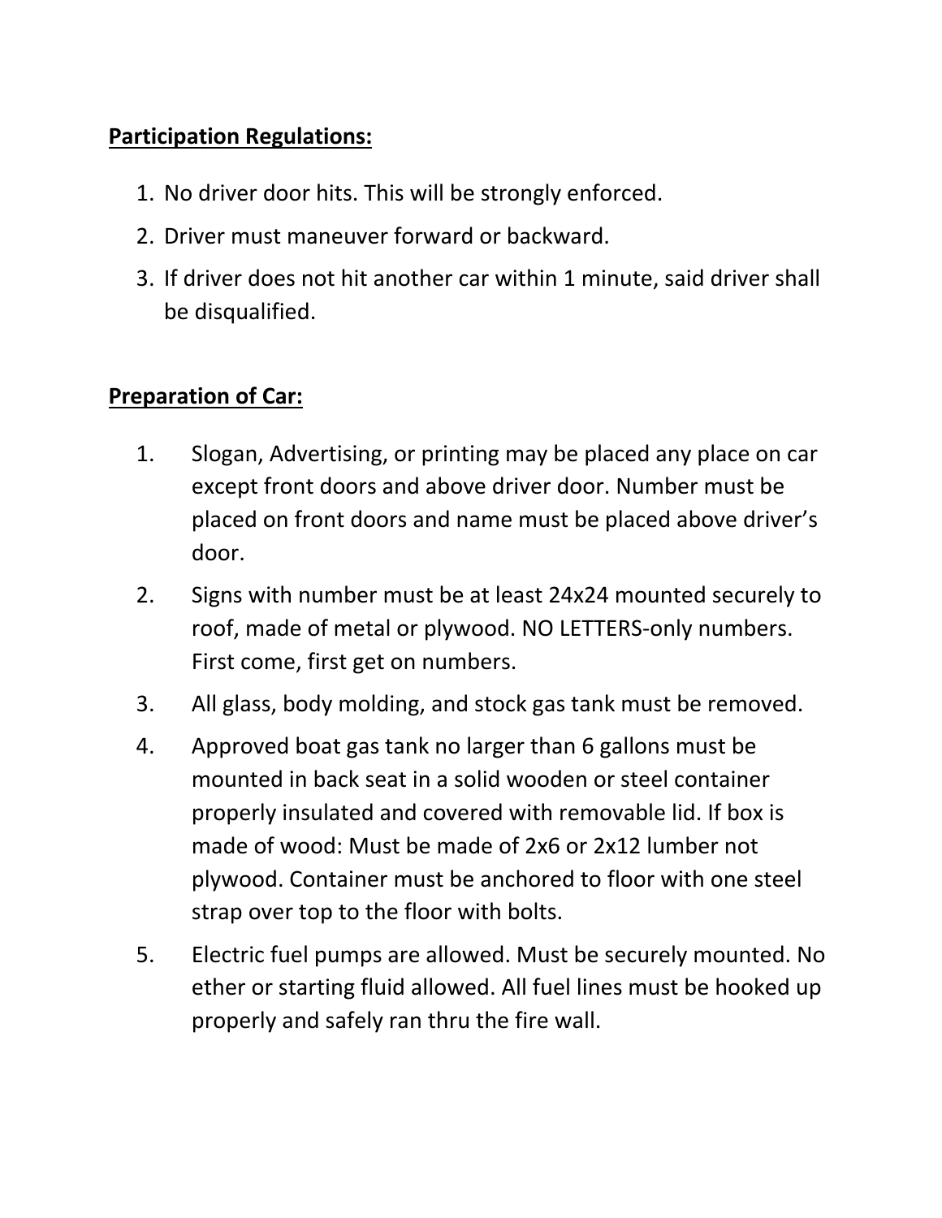**Participation Regulations:**

1. No driver door hits. This will be strongly enforced.
2. Driver must maneuver forward or backward.
3. If driver does not hit another car within 1 minute, said driver shall be disqualified.

**Preparation of Car:**

1. Slogan, Advertising, or printing may be placed any place on car except front doors and above driver door. Number must be placed on front doors and name must be placed above driver's door.
2. Signs with number must be at least 24x24 mounted securely to roof, made of metal or plywood. NO LETTERS-only numbers. First come, first get on numbers.
3. All glass, body molding, and stock gas tank must be removed.
4. Approved boat gas tank no larger than 6 gallons must be mounted in back seat in a solid wooden or steel container properly insulated and covered with removable lid. If box is made of wood: Must be made of 2x6 or 2x12 lumber not plywood. Container must be anchored to floor with one steel strap over top to the floor with bolts.
5. Electric fuel pumps are allowed. Must be securely mounted. No ether or starting fluid allowed. All fuel lines must be hooked up properly and safely ran thru the fire wall.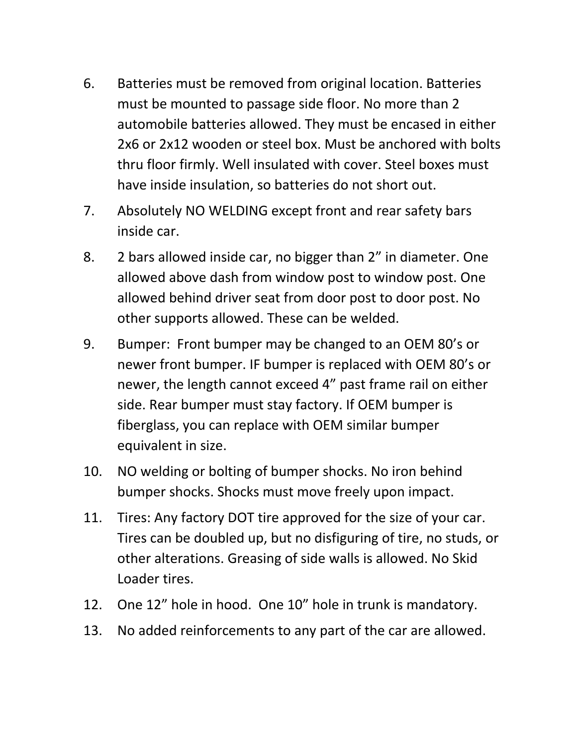6. Batteries must be removed from original location. Batteries must be mounted to passage side floor. No more than 2 automobile batteries allowed. They must be encased in either 2x6 or 2x12 wooden or steel box. Must be anchored with bolts thru floor firmly. Well insulated with cover. Steel boxes must have inside insulation, so batteries do not short out.
7. Absolutely NO WELDING except front and rear safety bars inside car.
8. 2 bars allowed inside car, no bigger than 2" in diameter. One allowed above dash from window post to window post. One allowed behind driver seat from door post to door post. No other supports allowed. These can be welded.
9. Bumper: Front bumper may be changed to an OEM 80's or newer front bumper. IF bumper is replaced with OEM 80's or newer, the length cannot exceed 4" past frame rail on either side. Rear bumper must stay factory. If OEM bumper is fiberglass, you can replace with OEM similar bumper equivalent in size.
10. NO welding or bolting of bumper shocks. No iron behind bumper shocks. Shocks must move freely upon impact.
11. Tires: Any factory DOT tire approved for the size of your car. Tires can be doubled up, but no disfiguring of tire, no studs, or other alterations. Greasing of side walls is allowed. No Skid Loader tires.
12. One 12" hole in hood. One 10" hole in trunk is mandatory.
13. No added reinforcements to any part of the car are allowed.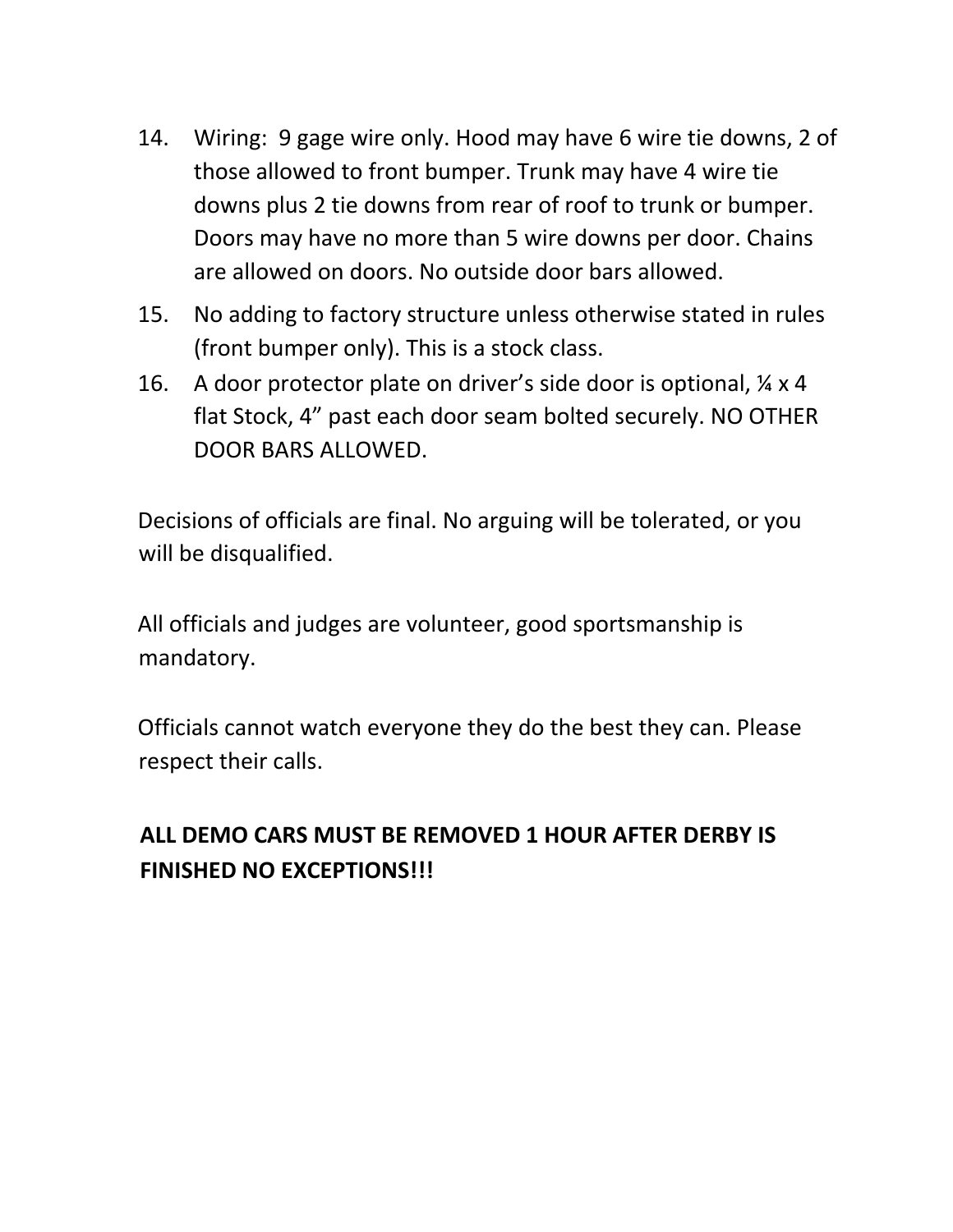14. Wiring: 9 gage wire only. Hood may have 6 wire tie downs, 2 of those allowed to front bumper. Trunk may have 4 wire tie downs plus 2 tie downs from rear of roof to trunk or bumper. Doors may have no more than 5 wire downs per door. Chains are allowed on doors. No outside door bars allowed.
15. No adding to factory structure unless otherwise stated in rules (front bumper only). This is a stock class.
16. A door protector plate on driver's side door is optional, ¼ x 4 flat Stock, 4" past each door seam bolted securely. NO OTHER DOOR BARS ALLOWED.

Decisions of officials are final. No arguing will be tolerated, or you will be disqualified.

All officials and judges are volunteer, good sportsmanship is mandatory.

Officials cannot watch everyone they do the best they can. Please respect their calls.

**ALL DEMO CARS MUST BE REMOVED 1 HOUR AFTER DERBY IS FINISHED NO EXCEPTIONS!!!**